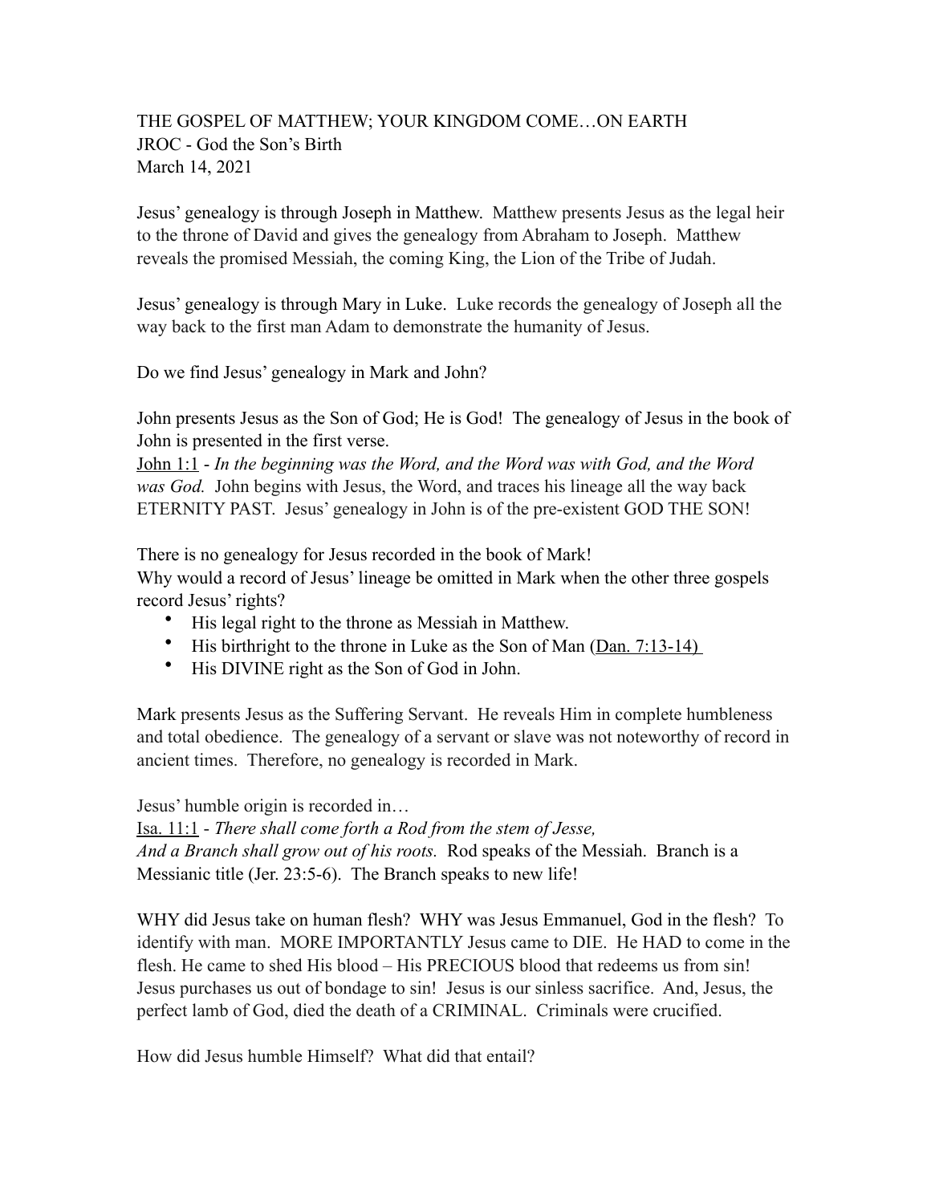THE GOSPEL OF MATTHEW; YOUR KINGDOM COME…ON EARTH
JROC - God the Son's Birth
March 14, 2021

Jesus' genealogy is through Joseph in Matthew. Matthew presents Jesus as the legal heir to the throne of David and gives the genealogy from Abraham to Joseph. Matthew reveals the promised Messiah, the coming King, the Lion of the Tribe of Judah.

Jesus' genealogy is through Mary in Luke. Luke records the genealogy of Joseph all the way back to the first man Adam to demonstrate the humanity of Jesus.

Do we find Jesus' genealogy in Mark and John?

John presents Jesus as the Son of God; He is God! The genealogy of Jesus in the book of John is presented in the first verse.
John 1:1 - *In the beginning was the Word, and the Word was with God, and the Word was God.* John begins with Jesus, the Word, and traces his lineage all the way back ETERNITY PAST. Jesus' genealogy in John is of the pre-existent GOD THE SON!

There is no genealogy for Jesus recorded in the book of Mark!
Why would a record of Jesus' lineage be omitted in Mark when the other three gospels record Jesus' rights?

- His legal right to the throne as Messiah in Matthew.
- His birthright to the throne in Luke as the Son of Man (Dan. 7:13-14)
- His DIVINE right as the Son of God in John.

Mark presents Jesus as the Suffering Servant. He reveals Him in complete humbleness and total obedience. The genealogy of a servant or slave was not noteworthy of record in ancient times. Therefore, no genealogy is recorded in Mark.

Jesus' humble origin is recorded in…
Isa. 11:1 - *There shall come forth a Rod from the stem of Jesse,*
*And a Branch shall grow out of his roots.* Rod speaks of the Messiah. Branch is a Messianic title (Jer. 23:5-6). The Branch speaks to new life!

WHY did Jesus take on human flesh? WHY was Jesus Emmanuel, God in the flesh? To identify with man. MORE IMPORTANTLY Jesus came to DIE. He HAD to come in the flesh. He came to shed His blood – His PRECIOUS blood that redeems us from sin! Jesus purchases us out of bondage to sin! Jesus is our sinless sacrifice. And, Jesus, the perfect lamb of God, died the death of a CRIMINAL. Criminals were crucified.

How did Jesus humble Himself? What did that entail?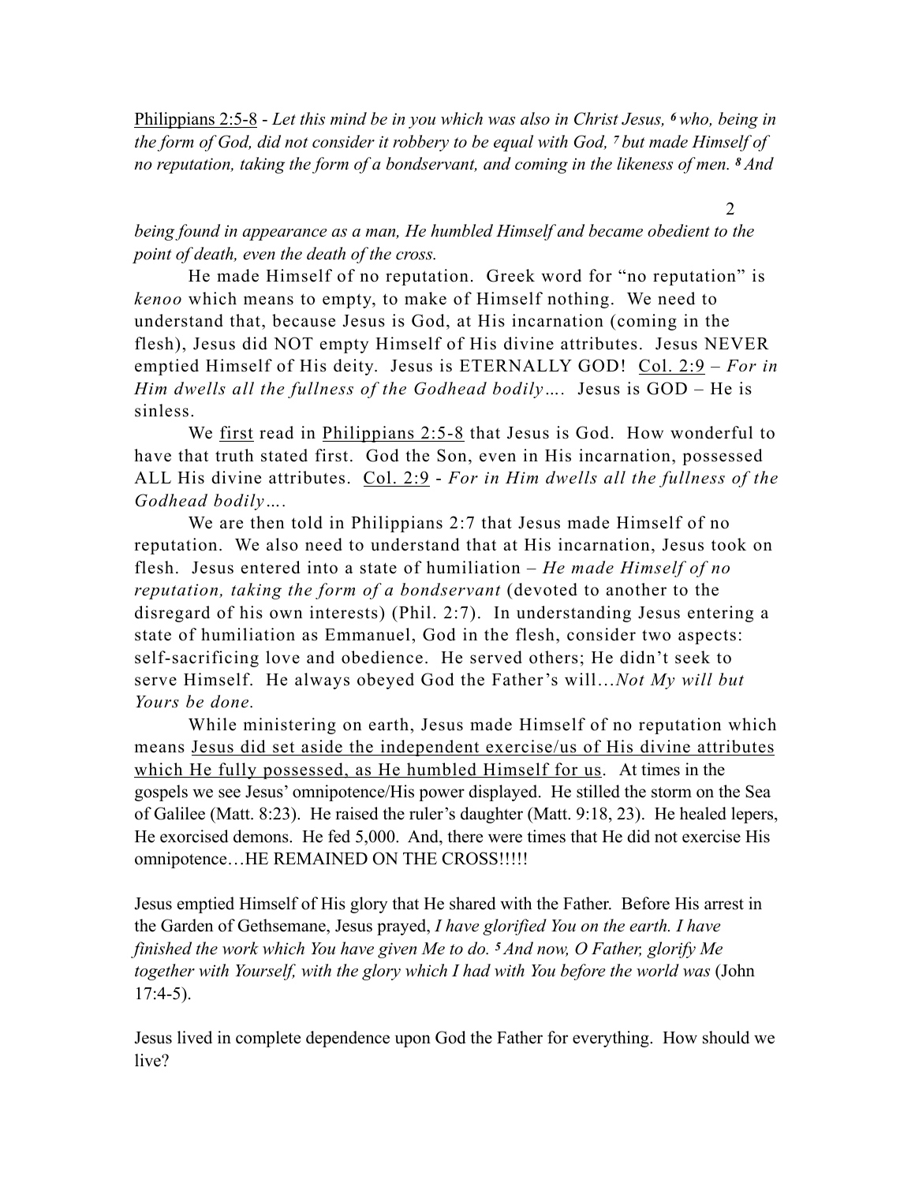Philippians 2:5-8 - *Let this mind be in you which was also in Christ Jesus, 6 who, being in the form of God, did not consider it robbery to be equal with God, 7 but made Himself of no reputation, taking the form of a bondservant, and coming in the likeness of men. 8 And being found in appearance as a man, He humbled Himself and became obedient to the point of death, even the death of the cross.*

He made Himself of no reputation. Greek word for "no reputation" is *kenoo* which means to empty, to make of Himself nothing. We need to understand that, because Jesus is God, at His incarnation (coming in the flesh), Jesus did NOT empty Himself of His divine attributes. Jesus NEVER emptied Himself of His deity. Jesus is ETERNALLY GOD! Col. 2:9 – *For in Him dwells all the fullness of the Godhead bodily….* Jesus is GOD – He is sinless.

We first read in Philippians 2:5-8 that Jesus is God. How wonderful to have that truth stated first. God the Son, even in His incarnation, possessed ALL His divine attributes. Col. 2:9 - *For in Him dwells all the fullness of the Godhead bodily….*

We are then told in Philippians 2:7 that Jesus made Himself of no reputation. We also need to understand that at His incarnation, Jesus took on flesh. Jesus entered into a state of humiliation – *He made Himself of no reputation, taking the form of a bondservant* (devoted to another to the disregard of his own interests) (Phil. 2:7). In understanding Jesus entering a state of humiliation as Emmanuel, God in the flesh, consider two aspects: self-sacrificing love and obedience. He served others; He didn't seek to serve Himself. He always obeyed God the Father's will…*Not My will but Yours be done.*

While ministering on earth, Jesus made Himself of no reputation which means Jesus did set aside the independent exercise/us of His divine attributes which He fully possessed, as He humbled Himself for us. At times in the gospels we see Jesus' omnipotence/His power displayed. He stilled the storm on the Sea of Galilee (Matt. 8:23). He raised the ruler's daughter (Matt. 9:18, 23). He healed lepers, He exorcised demons. He fed 5,000. And, there were times that He did not exercise His omnipotence…HE REMAINED ON THE CROSS!!!!!

Jesus emptied Himself of His glory that He shared with the Father. Before His arrest in the Garden of Gethsemane, Jesus prayed, *I have glorified You on the earth. I have finished the work which You have given Me to do. 5 And now, O Father, glorify Me together with Yourself, with the glory which I had with You before the world was* (John 17:4-5).

Jesus lived in complete dependence upon God the Father for everything. How should we live?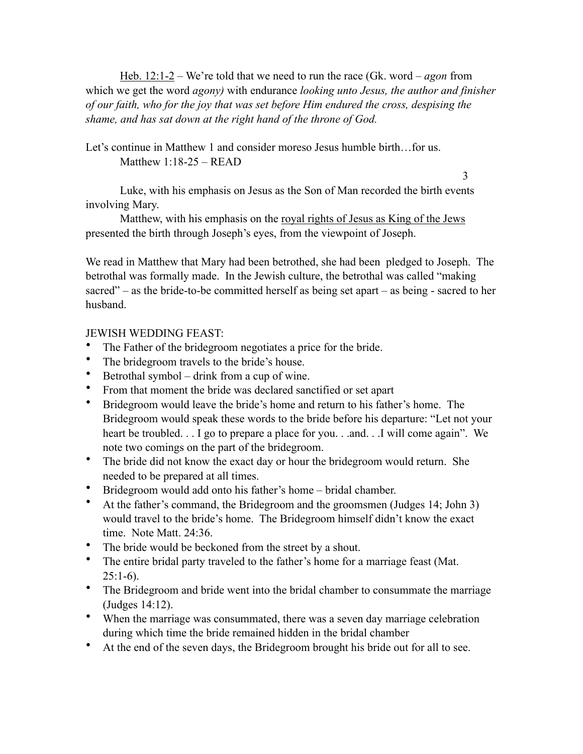Heb. 12:1-2 – We're told that we need to run the race (Gk. word – *agon* from which we get the word *agony)* with endurance *looking unto Jesus, the author and finisher of our faith, who for the joy that was set before Him endured the cross, despising the shame, and has sat down at the right hand of the throne of God.*

Let's continue in Matthew 1 and consider moreso Jesus humble birth…for us.

Matthew 1:18-25 – READ

Luke, with his emphasis on Jesus as the Son of Man recorded the birth events involving Mary.

Matthew, with his emphasis on the royal rights of Jesus as King of the Jews presented the birth through Joseph's eyes, from the viewpoint of Joseph.

We read in Matthew that Mary had been betrothed, she had been pledged to Joseph. The betrothal was formally made. In the Jewish culture, the betrothal was called "making sacred" – as the bride-to-be committed herself as being set apart – as being - sacred to her husband.

JEWISH WEDDING FEAST:

- The Father of the bridegroom negotiates a price for the bride.
- The bridegroom travels to the bride's house.
- Betrothal symbol – drink from a cup of wine.
- From that moment the bride was declared sanctified or set apart
- Bridegroom would leave the bride's home and return to his father's home. The Bridegroom would speak these words to the bride before his departure: "Let not your heart be troubled. . . I go to prepare a place for you. . .and. . .I will come again". We note two comings on the part of the bridegroom.
- The bride did not know the exact day or hour the bridegroom would return. She needed to be prepared at all times.
- Bridegroom would add onto his father's home – bridal chamber.
- At the father's command, the Bridegroom and the groomsmen (Judges 14; John 3) would travel to the bride's home. The Bridegroom himself didn't know the exact time. Note Matt. 24:36.
- The bride would be beckoned from the street by a shout.
- The entire bridal party traveled to the father's home for a marriage feast (Mat. 25:1-6).
- The Bridegroom and bride went into the bridal chamber to consummate the marriage (Judges 14:12).
- When the marriage was consummated, there was a seven day marriage celebration during which time the bride remained hidden in the bridal chamber
- At the end of the seven days, the Bridegroom brought his bride out for all to see.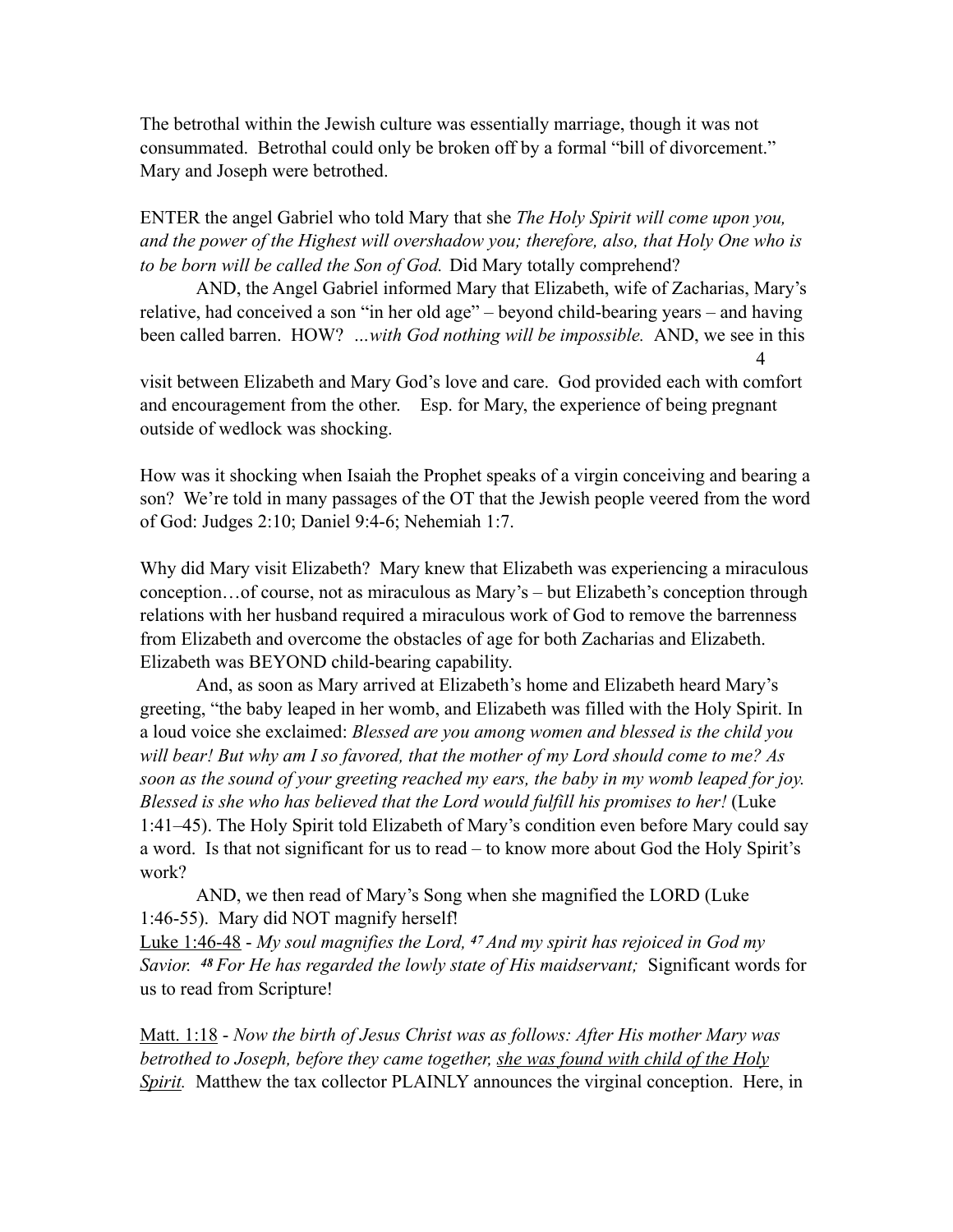The betrothal within the Jewish culture was essentially marriage, though it was not consummated. Betrothal could only be broken off by a formal "bill of divorcement." Mary and Joseph were betrothed.

ENTER the angel Gabriel who told Mary that she *The Holy Spirit will come upon you, and the power of the Highest will overshadow you; therefore, also, that Holy One who is to be born will be called the Son of God.* Did Mary totally comprehend?

AND, the Angel Gabriel informed Mary that Elizabeth, wife of Zacharias, Mary's relative, had conceived a son "in her old age" – beyond child-bearing years – and having been called barren. HOW? *...with God nothing will be impossible.* AND, we see in this visit between Elizabeth and Mary God's love and care. God provided each with comfort and encouragement from the other. Esp. for Mary, the experience of being pregnant outside of wedlock was shocking.

How was it shocking when Isaiah the Prophet speaks of a virgin conceiving and bearing a son? We're told in many passages of the OT that the Jewish people veered from the word of God: Judges 2:10; Daniel 9:4-6; Nehemiah 1:7.

Why did Mary visit Elizabeth? Mary knew that Elizabeth was experiencing a miraculous conception…of course, not as miraculous as Mary's – but Elizabeth's conception through relations with her husband required a miraculous work of God to remove the barrenness from Elizabeth and overcome the obstacles of age for both Zacharias and Elizabeth. Elizabeth was BEYOND child-bearing capability.

And, as soon as Mary arrived at Elizabeth's home and Elizabeth heard Mary's greeting, "the baby leaped in her womb, and Elizabeth was filled with the Holy Spirit. In a loud voice she exclaimed: *Blessed are you among women and blessed is the child you will bear! But why am I so favored, that the mother of my Lord should come to me? As soon as the sound of your greeting reached my ears, the baby in my womb leaped for joy. Blessed is she who has believed that the Lord would fulfill his promises to her!* (Luke 1:41–45). The Holy Spirit told Elizabeth of Mary's condition even before Mary could say a word. Is that not significant for us to read – to know more about God the Holy Spirit's work?

AND, we then read of Mary's Song when she magnified the LORD (Luke 1:46-55). Mary did NOT magnify herself!

<u>Luke 1:46-48</u> - *My soul magnifies the Lord, **47** And my spirit has rejoiced in God my Savior. **48** For He has regarded the lowly state of His maidservant;* Significant words for us to read from Scripture!

<u>Matt. 1:18</u> - *Now the birth of Jesus Christ was as follows: After His mother Mary was betrothed to Joseph, before they came together, <u>she was found with child of the Holy Spirit.</u>* Matthew the tax collector PLAINLY announces the virginal conception. Here, in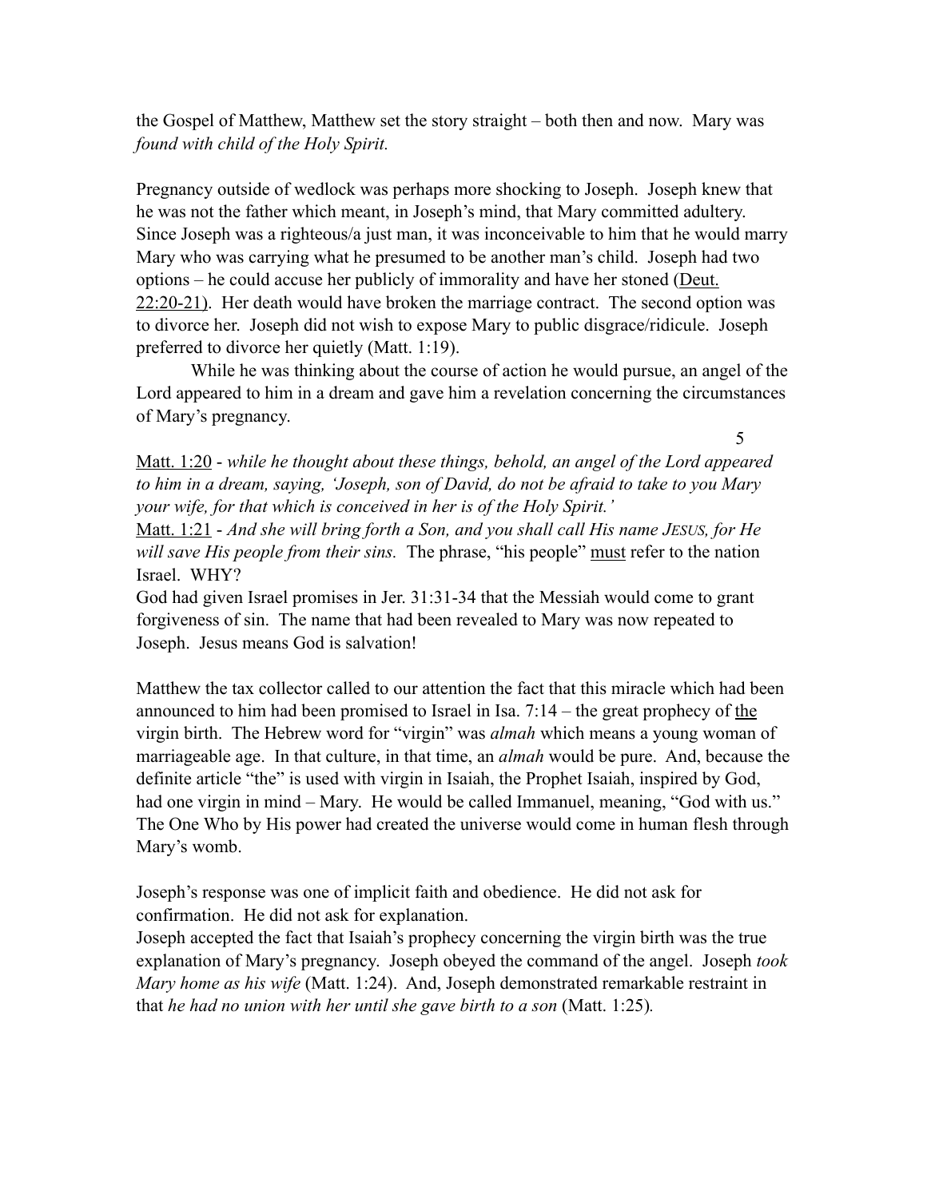the Gospel of Matthew, Matthew set the story straight – both then and now. Mary was *found with child of the Holy Spirit.*

Pregnancy outside of wedlock was perhaps more shocking to Joseph. Joseph knew that he was not the father which meant, in Joseph's mind, that Mary committed adultery. Since Joseph was a righteous/a just man, it was inconceivable to him that he would marry Mary who was carrying what he presumed to be another man's child. Joseph had two options – he could accuse her publicly of immorality and have her stoned (<u>Deut. 22:20-21</u>). Her death would have broken the marriage contract. The second option was to divorce her. Joseph did not wish to expose Mary to public disgrace/ridicule. Joseph preferred to divorce her quietly (Matt. 1:19).

While he was thinking about the course of action he would pursue, an angel of the Lord appeared to him in a dream and gave him a revelation concerning the circumstances of Mary's pregnancy.

<u>Matt. 1:20</u> - *while he thought about these things, behold, an angel of the Lord appeared to him in a dream, saying, 'Joseph, son of David, do not be afraid to take to you Mary your wife, for that which is conceived in her is of the Holy Spirit.'*
<u>Matt. 1:21</u> - *And she will bring forth a Son, and you shall call His name JESUS, for He will save His people from their sins.* The phrase, "his people" <u>must</u> refer to the nation Israel. WHY?
God had given Israel promises in Jer. 31:31-34 that the Messiah would come to grant forgiveness of sin. The name that had been revealed to Mary was now repeated to Joseph. Jesus means God is salvation!

Matthew the tax collector called to our attention the fact that this miracle which had been announced to him had been promised to Israel in Isa. 7:14 – the great prophecy of <u>the</u> virgin birth. The Hebrew word for "virgin" was *almah* which means a young woman of marriageable age. In that culture, in that time, an *almah* would be pure. And, because the definite article "the" is used with virgin in Isaiah, the Prophet Isaiah, inspired by God, had one virgin in mind – Mary. He would be called Immanuel, meaning, "God with us." The One Who by His power had created the universe would come in human flesh through Mary's womb.

Joseph's response was one of implicit faith and obedience. He did not ask for confirmation. He did not ask for explanation.
Joseph accepted the fact that Isaiah's prophecy concerning the virgin birth was the true explanation of Mary's pregnancy. Joseph obeyed the command of the angel. Joseph *took Mary home as his wife* (Matt. 1:24). And, Joseph demonstrated remarkable restraint in that *he had no union with her until she gave birth to a son* (Matt. 1:25).